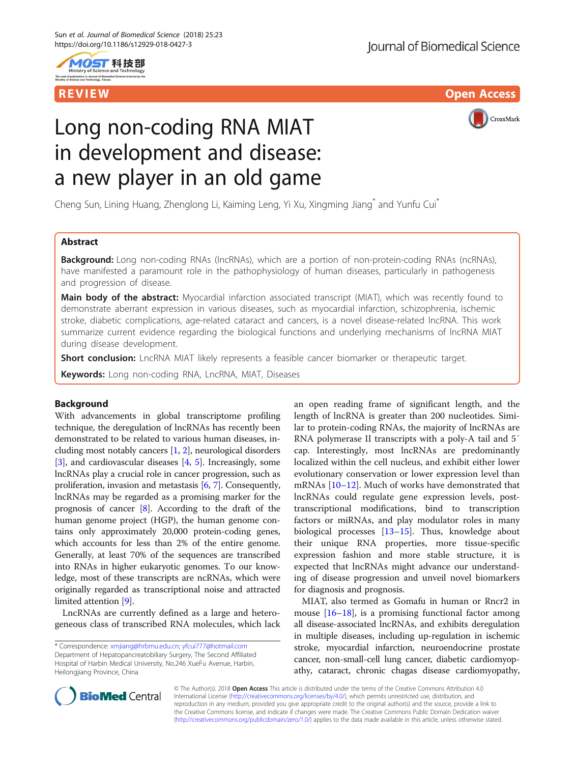REVIEW

Open Access

# Long non-coding RNA MIAT in development and disease: a new player in an old game

Cheng Sun, Lining Huang, Zhenglong Li, Kaiming Leng, Yi Xu, Xingming Jiang* and Yunfu Cui*

## Abstract

**Background:** Long non-coding RNAs (lncRNAs), which are a portion of non-protein-coding RNAs (ncRNAs), have manifested a paramount role in the pathophysiology of human diseases, particularly in pathogenesis and progression of disease.

**Main body of the abstract:** Myocardial infarction associated transcript (MIAT), which was recently found to demonstrate aberrant expression in various diseases, such as myocardial infarction, schizophrenia, ischemic stroke, diabetic complications, age-related cataract and cancers, is a novel disease-related lncRNA. This work summarize current evidence regarding the biological functions and underlying mechanisms of lncRNA MIAT during disease development.

**Short conclusion:** LncRNA MIAT likely represents a feasible cancer biomarker or therapeutic target.

**Keywords:** Long non-coding RNA, LncRNA, MIAT, Diseases

## Background

With advancements in global transcriptome profiling technique, the deregulation of lncRNAs has recently been demonstrated to be related to various human diseases, including most notably cancers [1, 2], neurological disorders [3], and cardiovascular diseases [4, 5]. Increasingly, some lncRNAs play a crucial role in cancer progression, such as proliferation, invasion and metastasis [6, 7]. Consequently, lncRNAs may be regarded as a promising marker for the prognosis of cancer [8]. According to the draft of the human genome project (HGP), the human genome contains only approximately 20,000 protein-coding genes, which accounts for less than 2% of the entire genome. Generally, at least 70% of the sequences are transcribed into RNAs in higher eukaryotic genomes. To our knowledge, most of these transcripts are ncRNAs, which were originally regarded as transcriptional noise and attracted limited attention [9].

LncRNAs are currently defined as a large and heterogeneous class of transcribed RNA molecules, which lack an open reading frame of significant length, and the length of lncRNA is greater than 200 nucleotides. Similar to protein-coding RNAs, the majority of lncRNAs are RNA polymerase II transcripts with a poly-A tail and 5′ cap. Interestingly, most lncRNAs are predominantly localized within the cell nucleus, and exhibit either lower evolutionary conservation or lower expression level than mRNAs [10–12]. Much of works have demonstrated that lncRNAs could regulate gene expression levels, post-transcriptional modifications, bind to transcription factors or miRNAs, and play modulator roles in many biological processes [13–15]. Thus, knowledge about their unique RNA properties, more tissue-specific expression fashion and more stable structure, it is expected that lncRNAs might advance our understanding of disease progression and unveil novel biomarkers for diagnosis and prognosis.

MIAT, also termed as Gomafu in human or Rncr2 in mouse [16–18], is a promising functional factor among all disease-associated lncRNAs, and exhibits deregulation in multiple diseases, including up-regulation in ischemic stroke, myocardial infarction, neuroendocrine prostate cancer, non-small-cell lung cancer, diabetic cardiomyopathy, cataract, chronic chagas disease cardiomyopathy,

* Correspondence: xmjiang@hrbmu.edu.cn; yfcui777@hotmail.com
Department of Hepatopancreatobiliary Surgery, The Second Affiliated Hospital of Harbin Medical University, No.246 XueFu Avenue, Harbin, Heilongjiang Province, China

© The Author(s). 2018 **Open Access** This article is distributed under the terms of the Creative Commons Attribution 4.0 International License (http://creativecommons.org/licenses/by/4.0/), which permits unrestricted use, distribution, and reproduction in any medium, provided you give appropriate credit to the original author(s) and the source, provide a link to the Creative Commons license, and indicate if changes were made. The Creative Commons Public Domain Dedication waiver (http://creativecommons.org/publicdomain/zero/1.0/) applies to the data made available in this article, unless otherwise stated.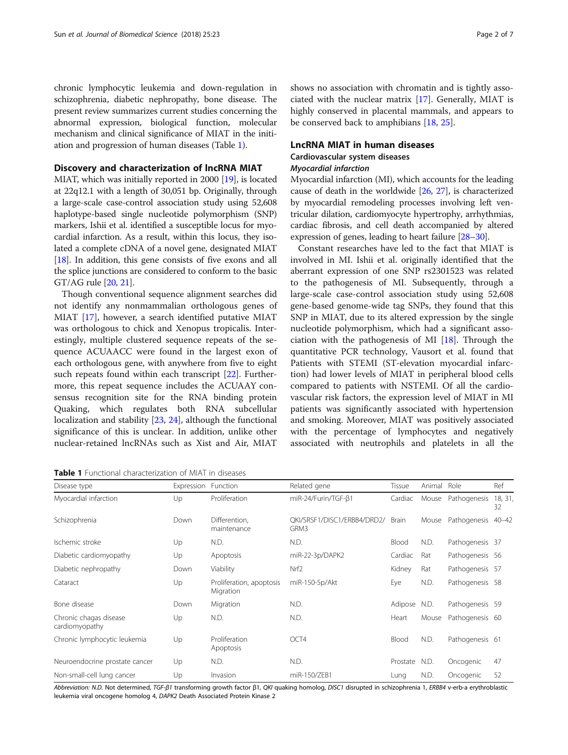chronic lymphocytic leukemia and down-regulation in schizophrenia, diabetic nephropathy, bone disease. The present review summarizes current studies concerning the abnormal expression, biological function, molecular mechanism and clinical significance of MIAT in the initiation and progression of human diseases (Table 1).

## Discovery and characterization of lncRNA MIAT

MIAT, which was initially reported in 2000 [19], is located at 22q12.1 with a length of 30,051 bp. Originally, through a large-scale case-control association study using 52,608 haplotype-based single nucleotide polymorphism (SNP) markers, Ishii et al. identified a susceptible locus for myocardial infarction. As a result, within this locus, they isolated a complete cDNA of a novel gene, designated MIAT [18]. In addition, this gene consists of five exons and all the splice junctions are considered to conform to the basic GT/AG rule [20, 21].

Though conventional sequence alignment searches did not identify any nonmammalian orthologous genes of MIAT [17], however, a search identified putative MIAT was orthologous to chick and Xenopus tropicalis. Interestingly, multiple clustered sequence repeats of the sequence ACUAACC were found in the largest exon of each orthologous gene, with anywhere from five to eight such repeats found within each transcript [22]. Furthermore, this repeat sequence includes the ACUAAY consensus recognition site for the RNA binding protein Quaking, which regulates both RNA subcellular localization and stability [23, 24], although the functional significance of this is unclear. In addition, unlike other nuclear-retained lncRNAs such as Xist and Air, MIAT shows no association with chromatin and is tightly associated with the nuclear matrix [17]. Generally, MIAT is highly conserved in placental mammals, and appears to be conserved back to amphibians [18, 25].

## LncRNA MIAT in human diseases

### Cardiovascular system diseases

#### *Myocardial infarction*

Myocardial infarction (MI), which accounts for the leading cause of death in the worldwide [26, 27], is characterized by myocardial remodeling processes involving left ventricular dilation, cardiomyocyte hypertrophy, arrhythmias, cardiac fibrosis, and cell death accompanied by altered expression of genes, leading to heart failure [28–30].

Constant researches have led to the fact that MIAT is involved in MI. Ishii et al. originally identified that the aberrant expression of one SNP rs2301523 was related to the pathogenesis of MI. Subsequently, through a large-scale case-control association study using 52,608 gene-based genome-wide tag SNPs, they found that this SNP in MIAT, due to its altered expression by the single nucleotide polymorphism, which had a significant association with the pathogenesis of MI [18]. Through the quantitative PCR technology, Vausort et al. found that Patients with STEMI (ST-elevation myocardial infarction) had lower levels of MIAT in peripheral blood cells compared to patients with NSTEMI. Of all the cardiovascular risk factors, the expression level of MIAT in MI patients was significantly associated with hypertension and smoking. Moreover, MIAT was positively associated with the percentage of lymphocytes and negatively associated with neutrophils and platelets in all the

**Table 1** Functional characterization of MIAT in diseases

| Disease type | Expression | Function | Related gene | Tissue | Animal | Role | Ref |
|---|---|---|---|---|---|---|---|
| Myocardial infarction | Up | Proliferation | miR-24/Furin/TGF-β1 | Cardiac | Mouse | Pathogenesis | 18, 31, 32 |
| Schizophrenia | Down | Differention, maintenance | QKI/SRSF1/DISC1/ERBB4/DRD2/GRM3 | Brain | Mouse | Pathogenesis | 40–42 |
| Ischemic stroke | Up | N.D. | N.D. | Blood | N.D. | Pathogenesis | 37 |
| Diabetic cardiomyopathy | Up | Apoptosis | miR-22-3p/DAPK2 | Cardiac | Rat | Pathogenesis | 56 |
| Diabetic nephropathy | Down | Viability | Nrf2 | Kidney | Rat | Pathogenesis | 57 |
| Cataract | Up | Proliferation, apoptosis Migration | miR-150-5p/Akt | Eye | N.D. | Pathogenesis | 58 |
| Bone disease | Down | Migration | N.D. | Adipose | N.D. | Pathogenesis | 59 |
| Chronic chagas disease cardiomyopathy | Up | N.D. | N.D. | Heart | Mouse | Pathogenesis | 60 |
| Chronic lymphocytic leukemia | Up | Proliferation Apoptosis | OCT4 | Blood | N.D. | Pathogenesis | 61 |
| Neuroendocrine prostate cancer | Up | N.D. | N.D. | Prostate | N.D. | Oncogenic | 47 |
| Non-small-cell lung cancer | Up | Invasion | miR-150/ZEB1 | Lung | N.D. | Oncogenic | 52 |

*Abbreviation: N.D.* Not determined, *TGF-β1* transforming growth factor β1, *QKI* quaking homolog, *DISC1* disrupted in schizophrenia 1, *ERBB4* v-erb-a erythroblastic leukemia viral oncogene homolog 4, *DAPK2* Death Associated Protein Kinase 2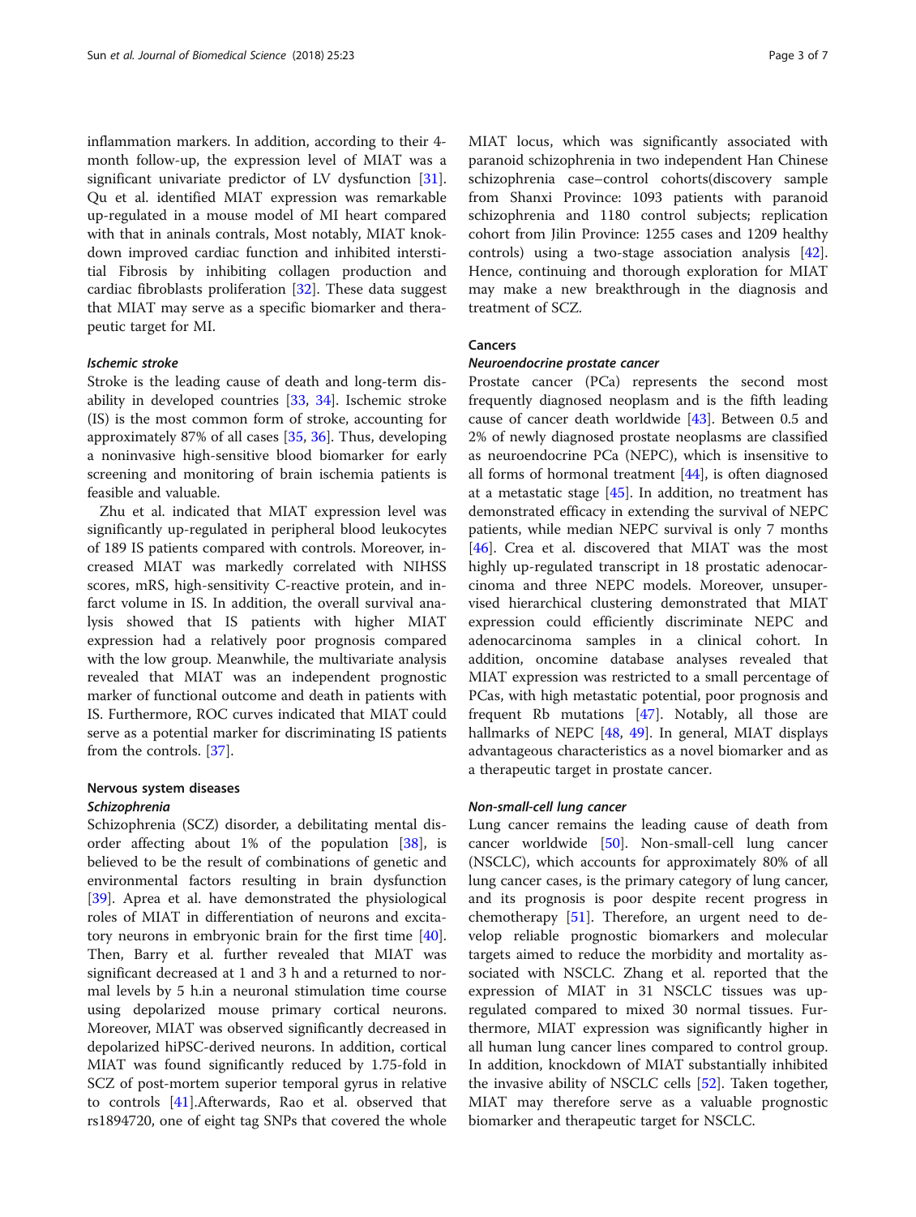inflammation markers. In addition, according to their 4-month follow-up, the expression level of MIAT was a significant univariate predictor of LV dysfunction [31]. Qu et al. identified MIAT expression was remarkable up-regulated in a mouse model of MI heart compared with that in aninals contrals, Most notably, MIAT knockdown improved cardiac function and inhibited interstitial Fibrosis by inhibiting collagen production and cardiac fibroblasts proliferation [32]. These data suggest that MIAT may serve as a specific biomarker and therapeutic target for MI.

#### *Ischemic stroke*

Stroke is the leading cause of death and long-term disability in developed countries [33, 34]. Ischemic stroke (IS) is the most common form of stroke, accounting for approximately 87% of all cases [35, 36]. Thus, developing a noninvasive high-sensitive blood biomarker for early screening and monitoring of brain ischemia patients is feasible and valuable.

Zhu et al. indicated that MIAT expression level was significantly up-regulated in peripheral blood leukocytes of 189 IS patients compared with controls. Moreover, increased MIAT was markedly correlated with NIHSS scores, mRS, high-sensitivity C-reactive protein, and infarct volume in IS. In addition, the overall survival analysis showed that IS patients with higher MIAT expression had a relatively poor prognosis compared with the low group. Meanwhile, the multivariate analysis revealed that MIAT was an independent prognostic marker of functional outcome and death in patients with IS. Furthermore, ROC curves indicated that MIAT could serve as a potential marker for discriminating IS patients from the controls. [37].

### Nervous system diseases

#### *Schizophrenia*

Schizophrenia (SCZ) disorder, a debilitating mental disorder affecting about 1% of the population [38], is believed to be the result of combinations of genetic and environmental factors resulting in brain dysfunction [39]. Aprea et al. have demonstrated the physiological roles of MIAT in differentiation of neurons and excitatory neurons in embryonic brain for the first time [40]. Then, Barry et al. further revealed that MIAT was significant decreased at 1 and 3 h and a returned to normal levels by 5 h.in a neuronal stimulation time course using depolarized mouse primary cortical neurons. Moreover, MIAT was observed significantly decreased in depolarized hiPSC-derived neurons. In addition, cortical MIAT was found significantly reduced by 1.75-fold in SCZ of post-mortem superior temporal gyrus in relative to controls [41].Afterwards, Rao et al. observed that rs1894720, one of eight tag SNPs that covered the whole MIAT locus, which was significantly associated with paranoid schizophrenia in two independent Han Chinese schizophrenia case–control cohorts(discovery sample from Shanxi Province: 1093 patients with paranoid schizophrenia and 1180 control subjects; replication cohort from Jilin Province: 1255 cases and 1209 healthy controls) using a two-stage association analysis [42]. Hence, continuing and thorough exploration for MIAT may make a new breakthrough in the diagnosis and treatment of SCZ.

### Cancers

#### *Neuroendocrine prostate cancer*

Prostate cancer (PCa) represents the second most frequently diagnosed neoplasm and is the fifth leading cause of cancer death worldwide [43]. Between 0.5 and 2% of newly diagnosed prostate neoplasms are classified as neuroendocrine PCa (NEPC), which is insensitive to all forms of hormonal treatment [44], is often diagnosed at a metastatic stage [45]. In addition, no treatment has demonstrated efficacy in extending the survival of NEPC patients, while median NEPC survival is only 7 months [46]. Crea et al. discovered that MIAT was the most highly up-regulated transcript in 18 prostatic adenocarcinoma and three NEPC models. Moreover, unsupervised hierarchical clustering demonstrated that MIAT expression could efficiently discriminate NEPC and adenocarcinoma samples in a clinical cohort. In addition, oncomine database analyses revealed that MIAT expression was restricted to a small percentage of PCas, with high metastatic potential, poor prognosis and frequent Rb mutations [47]. Notably, all those are hallmarks of NEPC [48, 49]. In general, MIAT displays advantageous characteristics as a novel biomarker and as a therapeutic target in prostate cancer.

#### *Non-small-cell lung cancer*

Lung cancer remains the leading cause of death from cancer worldwide [50]. Non-small-cell lung cancer (NSCLC), which accounts for approximately 80% of all lung cancer cases, is the primary category of lung cancer, and its prognosis is poor despite recent progress in chemotherapy [51]. Therefore, an urgent need to develop reliable prognostic biomarkers and molecular targets aimed to reduce the morbidity and mortality associated with NSCLC. Zhang et al. reported that the expression of MIAT in 31 NSCLC tissues was upregulated compared to mixed 30 normal tissues. Furthermore, MIAT expression was significantly higher in all human lung cancer lines compared to control group. In addition, knockdown of MIAT substantially inhibited the invasive ability of NSCLC cells [52]. Taken together, MIAT may therefore serve as a valuable prognostic biomarker and therapeutic target for NSCLC.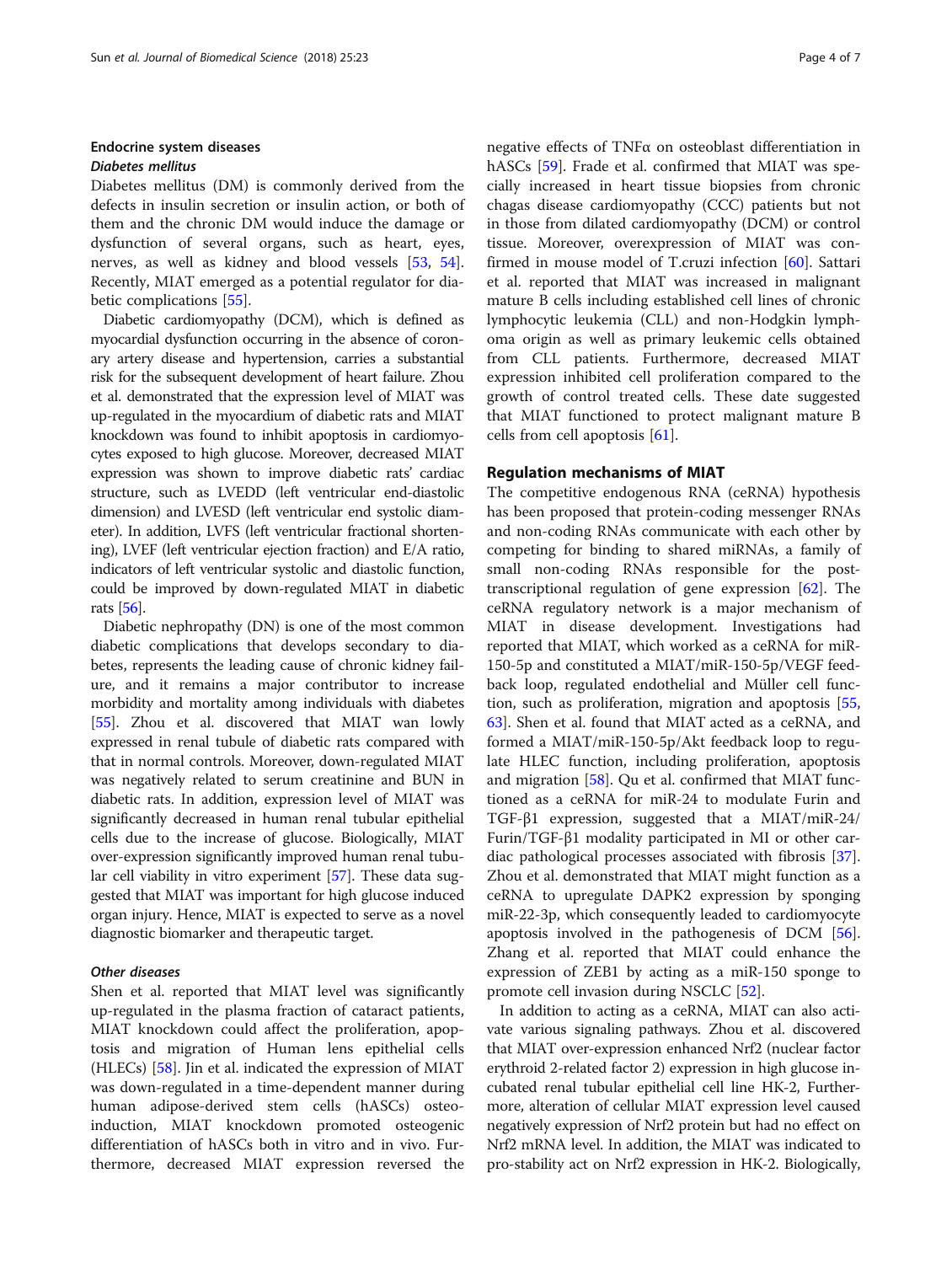### Endocrine system diseases

#### *Diabetes mellitus*

Diabetes mellitus (DM) is commonly derived from the defects in insulin secretion or insulin action, or both of them and the chronic DM would induce the damage or dysfunction of several organs, such as heart, eyes, nerves, as well as kidney and blood vessels [53, 54]. Recently, MIAT emerged as a potential regulator for diabetic complications [55].

Diabetic cardiomyopathy (DCM), which is defined as myocardial dysfunction occurring in the absence of coronary artery disease and hypertension, carries a substantial risk for the subsequent development of heart failure. Zhou et al. demonstrated that the expression level of MIAT was up-regulated in the myocardium of diabetic rats and MIAT knockdown was found to inhibit apoptosis in cardiomyocytes exposed to high glucose. Moreover, decreased MIAT expression was shown to improve diabetic rats' cardiac structure, such as LVEDD (left ventricular end-diastolic dimension) and LVESD (left ventricular end systolic diameter). In addition, LVFS (left ventricular fractional shortening), LVEF (left ventricular ejection fraction) and E/A ratio, indicators of left ventricular systolic and diastolic function, could be improved by down-regulated MIAT in diabetic rats [56].

Diabetic nephropathy (DN) is one of the most common diabetic complications that develops secondary to diabetes, represents the leading cause of chronic kidney failure, and it remains a major contributor to increase morbidity and mortality among individuals with diabetes [55]. Zhou et al. discovered that MIAT wan lowly expressed in renal tubule of diabetic rats compared with that in normal controls. Moreover, down-regulated MIAT was negatively related to serum creatinine and BUN in diabetic rats. In addition, expression level of MIAT was significantly decreased in human renal tubular epithelial cells due to the increase of glucose. Biologically, MIAT over-expression significantly improved human renal tubular cell viability in vitro experiment [57]. These data suggested that MIAT was important for high glucose induced organ injury. Hence, MIAT is expected to serve as a novel diagnostic biomarker and therapeutic target.

#### *Other diseases*

Shen et al. reported that MIAT level was significantly up-regulated in the plasma fraction of cataract patients, MIAT knockdown could affect the proliferation, apoptosis and migration of Human lens epithelial cells (HLECs) [58]. Jin et al. indicated the expression of MIAT was down-regulated in a time-dependent manner during human adipose-derived stem cells (hASCs) osteoinduction, MIAT knockdown promoted osteogenic differentiation of hASCs both in vitro and in vivo. Furthermore, decreased MIAT expression reversed the negative effects of TNFα on osteoblast differentiation in hASCs [59]. Frade et al. confirmed that MIAT was specially increased in heart tissue biopsies from chronic chagas disease cardiomyopathy (CCC) patients but not in those from dilated cardiomyopathy (DCM) or control tissue. Moreover, overexpression of MIAT was confirmed in mouse model of T.cruzi infection [60]. Sattari et al. reported that MIAT was increased in malignant mature B cells including established cell lines of chronic lymphocytic leukemia (CLL) and non-Hodgkin lymphoma origin as well as primary leukemic cells obtained from CLL patients. Furthermore, decreased MIAT expression inhibited cell proliferation compared to the growth of control treated cells. These date suggested that MIAT functioned to protect malignant mature B cells from cell apoptosis [61].

## Regulation mechanisms of MIAT

The competitive endogenous RNA (ceRNA) hypothesis has been proposed that protein-coding messenger RNAs and non-coding RNAs communicate with each other by competing for binding to shared miRNAs, a family of small non-coding RNAs responsible for the post-transcriptional regulation of gene expression [62]. The ceRNA regulatory network is a major mechanism of MIAT in disease development. Investigations had reported that MIAT, which worked as a ceRNA for miR-150-5p and constituted a MIAT/miR-150-5p/VEGF feedback loop, regulated endothelial and Müller cell function, such as proliferation, migration and apoptosis [55, 63]. Shen et al. found that MIAT acted as a ceRNA, and formed a MIAT/miR-150-5p/Akt feedback loop to regulate HLEC function, including proliferation, apoptosis and migration [58]. Qu et al. confirmed that MIAT functioned as a ceRNA for miR-24 to modulate Furin and TGF-β1 expression, suggested that a MIAT/miR-24/Furin/TGF-β1 modality participated in MI or other cardiac pathological processes associated with fibrosis [37]. Zhou et al. demonstrated that MIAT might function as a ceRNA to upregulate DAPK2 expression by sponging miR-22-3p, which consequently leaded to cardiomyocyte apoptosis involved in the pathogenesis of DCM [56]. Zhang et al. reported that MIAT could enhance the expression of ZEB1 by acting as a miR-150 sponge to promote cell invasion during NSCLC [52].

In addition to acting as a ceRNA, MIAT can also activate various signaling pathways. Zhou et al. discovered that MIAT over-expression enhanced Nrf2 (nuclear factor erythroid 2-related factor 2) expression in high glucose incubated renal tubular epithelial cell line HK-2, Furthermore, alteration of cellular MIAT expression level caused negatively expression of Nrf2 protein but had no effect on Nrf2 mRNA level. In addition, the MIAT was indicated to pro-stability act on Nrf2 expression in HK-2. Biologically,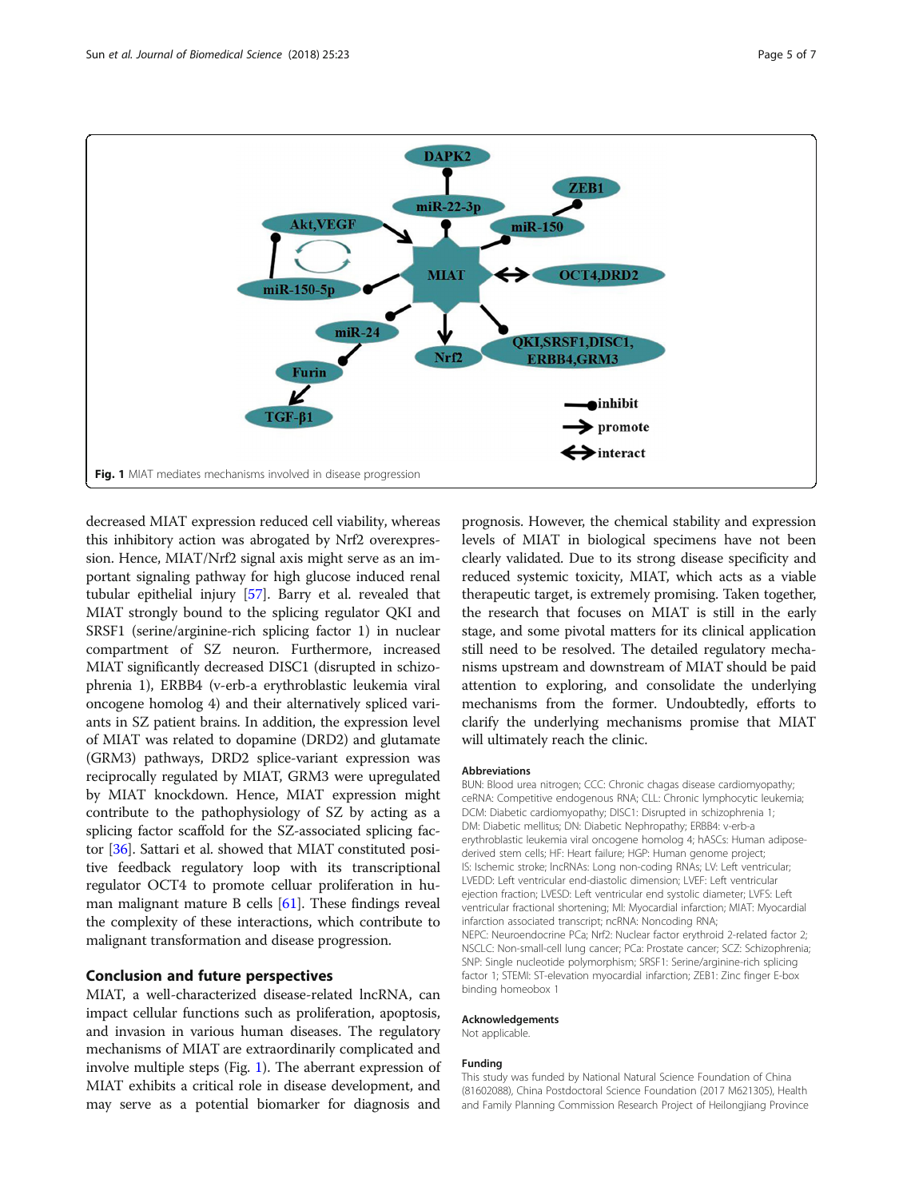Fig. 1 MIAT mediates mechanisms involved in disease progression

decreased MIAT expression reduced cell viability, whereas this inhibitory action was abrogated by Nrf2 overexpression. Hence, MIAT/Nrf2 signal axis might serve as an important signaling pathway for high glucose induced renal tubular epithelial injury [57]. Barry et al. revealed that MIAT strongly bound to the splicing regulator QKI and SRSF1 (serine/arginine-rich splicing factor 1) in nuclear compartment of SZ neuron. Furthermore, increased MIAT significantly decreased DISC1 (disrupted in schizophrenia 1), ERBB4 (v-erb-a erythroblastic leukemia viral oncogene homolog 4) and their alternatively spliced variants in SZ patient brains. In addition, the expression level of MIAT was related to dopamine (DRD2) and glutamate (GRM3) pathways, DRD2 splice-variant expression was reciprocally regulated by MIAT, GRM3 were upregulated by MIAT knockdown. Hence, MIAT expression might contribute to the pathophysiology of SZ by acting as a splicing factor scaffold for the SZ-associated splicing factor [36]. Sattari et al. showed that MIAT constituted positive feedback regulatory loop with its transcriptional regulator OCT4 to promote celluar proliferation in human malignant mature B cells [61]. These findings reveal the complexity of these interactions, which contribute to malignant transformation and disease progression.

## Conclusion and future perspectives

MIAT, a well-characterized disease-related lncRNA, can impact cellular functions such as proliferation, apoptosis, and invasion in various human diseases. The regulatory mechanisms of MIAT are extraordinarily complicated and involve multiple steps (Fig. 1). The aberrant expression of MIAT exhibits a critical role in disease development, and may serve as a potential biomarker for diagnosis and prognosis. However, the chemical stability and expression levels of MIAT in biological specimens have not been clearly validated. Due to its strong disease specificity and reduced systemic toxicity, MIAT, which acts as a viable therapeutic target, is extremely promising. Taken together, the research that focuses on MIAT is still in the early stage, and some pivotal matters for its clinical application still need to be resolved. The detailed regulatory mechanisms upstream and downstream of MIAT should be paid attention to exploring, and consolidate the underlying mechanisms from the former. Undoubtedly, efforts to clarify the underlying mechanisms promise that MIAT will ultimately reach the clinic.

### Abbreviations

BUN: Blood urea nitrogen; CCC: Chronic chagas disease cardiomyopathy; ceRNA: Competitive endogenous RNA; CLL: Chronic lymphocytic leukemia; DCM: Diabetic cardiomyopathy; DISC1: Disrupted in schizophrenia 1; DM: Diabetic mellitus; DN: Diabetic Nephropathy; ERBB4: v-erb-a erythroblastic leukemia viral oncogene homolog 4; hASCs: Human adipose-derived stem cells; HF: Heart failure; HGP: Human genome project; IS: Ischemic stroke; lncRNAs: Long non-coding RNAs; LV: Left ventricular; LVEDD: Left ventricular end-diastolic dimension; LVEF: Left ventricular ejection fraction; LVESD: Left ventricular end systolic diameter; LVFS: Left ventricular fractional shortening; MI: Myocardial infarction; MIAT: Myocardial infarction associated transcript; ncRNA: Noncoding RNA; NEPC: Neuroendocrine PCa; Nrf2: Nuclear factor erythroid 2-related factor 2; NSCLC: Non-small-cell lung cancer; PCa: Prostate cancer; SCZ: Schizophrenia; SNP: Single nucleotide polymorphism; SRSF1: Serine/arginine-rich splicing factor 1; STEMI: ST-elevation myocardial infarction; ZEB1: Zinc finger E-box binding homeobox 1

### Acknowledgements

Not applicable.

### Funding

This study was funded by National Natural Science Foundation of China (81602088), China Postdoctoral Science Foundation (2017 M621305), Health and Family Planning Commission Research Project of Heilongjiang Province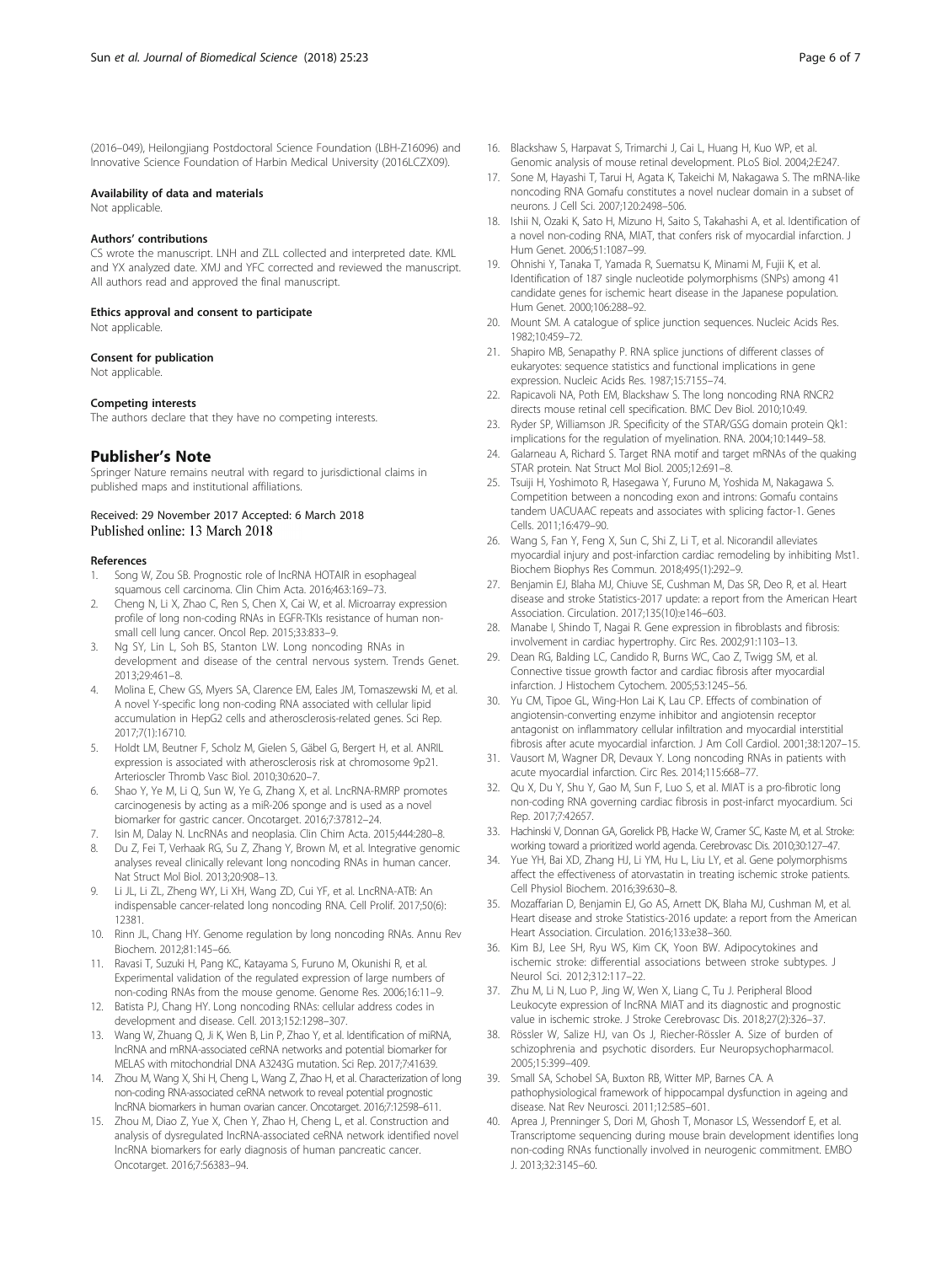(2016–049), Heilongjiang Postdoctoral Science Foundation (LBH-Z16096) and Innovative Science Foundation of Harbin Medical University (2016LCZX09).

#### Availability of data and materials

Not applicable.

#### Authors' contributions

CS wrote the manuscript. LNH and ZLL collected and interpreted date. KML and YX analyzed date. XMJ and YFC corrected and reviewed the manuscript. All authors read and approved the final manuscript.

#### Ethics approval and consent to participate

Not applicable.

#### Consent for publication

Not applicable.

#### Competing interests

The authors declare that they have no competing interests.

## Publisher's Note

Springer Nature remains neutral with regard to jurisdictional claims in published maps and institutional affiliations.

Received: 29 November 2017 Accepted: 6 March 2018
Published online: 13 March 2018

#### References

1. Song W, Zou SB. Prognostic role of lncRNA HOTAIR in esophageal squamous cell carcinoma. Clin Chim Acta. 2016;463:169–73.
2. Cheng N, Li X, Zhao C, Ren S, Chen X, Cai W, et al. Microarray expression profile of long non-coding RNAs in EGFR-TKIs resistance of human non-small cell lung cancer. Oncol Rep. 2015;33:833–9.
3. Ng SY, Lin L, Soh BS, Stanton LW. Long noncoding RNAs in development and disease of the central nervous system. Trends Genet. 2013;29:461–8.
4. Molina E, Chew GS, Myers SA, Clarence EM, Eales JM, Tomaszewski M, et al. A novel Y-specific long non-coding RNA associated with cellular lipid accumulation in HepG2 cells and atherosclerosis-related genes. Sci Rep. 2017;7(1):16710.
5. Holdt LM, Beutner F, Scholz M, Gielen S, Gäbel G, Bergert H, et al. ANRIL expression is associated with atherosclerosis risk at chromosome 9p21. Arterioscler Thromb Vasc Biol. 2010;30:620–7.
6. Shao Y, Ye M, Li Q, Sun W, Ye G, Zhang X, et al. LncRNA-RMRP promotes carcinogenesis by acting as a miR-206 sponge and is used as a novel biomarker for gastric cancer. Oncotarget. 2016;7:37812–24.
7. Isin M, Dalay N. LncRNAs and neoplasia. Clin Chim Acta. 2015;444:280–8.
8. Du Z, Fei T, Verhaak RG, Su Z, Zhang Y, Brown M, et al. Integrative genomic analyses reveal clinically relevant long noncoding RNAs in human cancer. Nat Struct Mol Biol. 2013;20:908–13.
9. Li JL, Li ZL, Zheng WY, Li XH, Wang ZD, Cui YF, et al. LncRNA-ATB: An indispensable cancer-related long noncoding RNA. Cell Prolif. 2017;50(6):12381.
10. Rinn JL, Chang HY. Genome regulation by long noncoding RNAs. Annu Rev Biochem. 2012;81:145–66.
11. Ravasi T, Suzuki H, Pang KC, Katayama S, Furuno M, Okunishi R, et al. Experimental validation of the regulated expression of large numbers of non-coding RNAs from the mouse genome. Genome Res. 2006;16:11–9.
12. Batista PJ, Chang HY. Long noncoding RNAs: cellular address codes in development and disease. Cell. 2013;152:1298–307.
13. Wang W, Zhuang Q, Ji K, Wen B, Lin P, Zhao Y, et al. Identification of miRNA, lncRNA and mRNA-associated ceRNA networks and potential biomarker for MELAS with mitochondrial DNA A3243G mutation. Sci Rep. 2017;7:41639.
14. Zhou M, Wang X, Shi H, Cheng L, Wang Z, Zhao H, et al. Characterization of long non-coding RNA-associated ceRNA network to reveal potential prognostic lncRNA biomarkers in human ovarian cancer. Oncotarget. 2016;7:12598–611.
15. Zhou M, Diao Z, Yue X, Chen Y, Zhao H, Cheng L, et al. Construction and analysis of dysregulated lncRNA-associated ceRNA network identified novel lncRNA biomarkers for early diagnosis of human pancreatic cancer. Oncotarget. 2016;7:56383–94.
16. Blackshaw S, Harpavat S, Trimarchi J, Cai L, Huang H, Kuo WP, et al. Genomic analysis of mouse retinal development. PLoS Biol. 2004;2:E247.
17. Sone M, Hayashi T, Tarui H, Agata K, Takeichi M, Nakagawa S. The mRNA-like noncoding RNA Gomafu constitutes a novel nuclear domain in a subset of neurons. J Cell Sci. 2007;120:2498–506.
18. Ishii N, Ozaki K, Sato H, Mizuno H, Saito S, Takahashi A, et al. Identification of a novel non-coding RNA, MIAT, that confers risk of myocardial infarction. J Hum Genet. 2006;51:1087–99.
19. Ohnishi Y, Tanaka T, Yamada R, Suematsu K, Minami M, Fujii K, et al. Identification of 187 single nucleotide polymorphisms (SNPs) among 41 candidate genes for ischemic heart disease in the Japanese population. Hum Genet. 2000;106:288–92.
20. Mount SM. A catalogue of splice junction sequences. Nucleic Acids Res. 1982;10:459–72.
21. Shapiro MB, Senapathy P. RNA splice junctions of different classes of eukaryotes: sequence statistics and functional implications in gene expression. Nucleic Acids Res. 1987;15:7155–74.
22. Rapicavoli NA, Poth EM, Blackshaw S. The long noncoding RNA RNCR2 directs mouse retinal cell specification. BMC Dev Biol. 2010;10:49.
23. Ryder SP, Williamson JR. Specificity of the STAR/GSG domain protein Qk1: implications for the regulation of myelination. RNA. 2004;10:1449–58.
24. Galarneau A, Richard S. Target RNA motif and target mRNAs of the quaking STAR protein. Nat Struct Mol Biol. 2005;12:691–8.
25. Tsuiji H, Yoshimoto R, Hasegawa Y, Furuno M, Yoshida M, Nakagawa S. Competition between a noncoding exon and introns: Gomafu contains tandem UACUAAC repeats and associates with splicing factor-1. Genes Cells. 2011;16:479–90.
26. Wang S, Fan Y, Feng X, Sun C, Shi Z, Li T, et al. Nicorandil alleviates myocardial injury and post-infarction cardiac remodeling by inhibiting Mst1. Biochem Biophys Res Commun. 2018;495(1):292–9.
27. Benjamin EJ, Blaha MJ, Chiuve SE, Cushman M, Das SR, Deo R, et al. Heart disease and stroke Statistics-2017 update: a report from the American Heart Association. Circulation. 2017;135(10):e146–603.
28. Manabe I, Shindo T, Nagai R. Gene expression in fibroblasts and fibrosis: involvement in cardiac hypertrophy. Circ Res. 2002;91:1103–13.
29. Dean RG, Balding LC, Candido R, Burns WC, Cao Z, Twigg SM, et al. Connective tissue growth factor and cardiac fibrosis after myocardial infarction. J Histochem Cytochem. 2005;53:1245–56.
30. Yu CM, Tipoe GL, Wing-Hon Lai K, Lau CP. Effects of combination of angiotensin-converting enzyme inhibitor and angiotensin receptor antagonist on inflammatory cellular infiltration and myocardial interstitial fibrosis after acute myocardial infarction. J Am Coll Cardiol. 2001;38:1207–15.
31. Vausort M, Wagner DR, Devaux Y. Long noncoding RNAs in patients with acute myocardial infarction. Circ Res. 2014;115:668–77.
32. Qu X, Du Y, Shu Y, Gao M, Sun F, Luo S, et al. MIAT is a pro-fibrotic long non-coding RNA governing cardiac fibrosis in post-infarct myocardium. Sci Rep. 2017;7:42657.
33. Hachinski V, Donnan GA, Gorelick PB, Hacke W, Cramer SC, Kaste M, et al. Stroke: working toward a prioritized world agenda. Cerebrovasc Dis. 2010;30:127–47.
34. Yue YH, Bai XD, Zhang HJ, Li YM, Hu L, Liu LY, et al. Gene polymorphisms affect the effectiveness of atorvastatin in treating ischemic stroke patients. Cell Physiol Biochem. 2016;39:630–8.
35. Mozaffarian D, Benjamin EJ, Go AS, Arnett DK, Blaha MJ, Cushman M, et al. Heart disease and stroke Statistics-2016 update: a report from the American Heart Association. Circulation. 2016;133:e38–360.
36. Kim BJ, Lee SH, Ryu WS, Kim CK, Yoon BW. Adipocytokines and ischemic stroke: differential associations between stroke subtypes. J Neurol Sci. 2012;312:117–22.
37. Zhu M, Li N, Luo P, Jing W, Wen X, Liang C, Tu J. Peripheral Blood Leukocyte expression of lncRNA MIAT and its diagnostic and prognostic value in ischemic stroke. J Stroke Cerebrovasc Dis. 2018;27(2):326–37.
38. Rössler W, Salize HJ, van Os J, Riecher-Rössler A. Size of burden of schizophrenia and psychotic disorders. Eur Neuropsychopharmacol. 2005;15:399–409.
39. Small SA, Schobel SA, Buxton RB, Witter MP, Barnes CA. A pathophysiological framework of hippocampal dysfunction in ageing and disease. Nat Rev Neurosci. 2011;12:585–601.
40. Aprea J, Prenninger S, Dori M, Ghosh T, Monasor LS, Wessendorf E, et al. Transcriptome sequencing during mouse brain development identifies long non-coding RNAs functionally involved in neurogenic commitment. EMBO J. 2013;32:3145–60.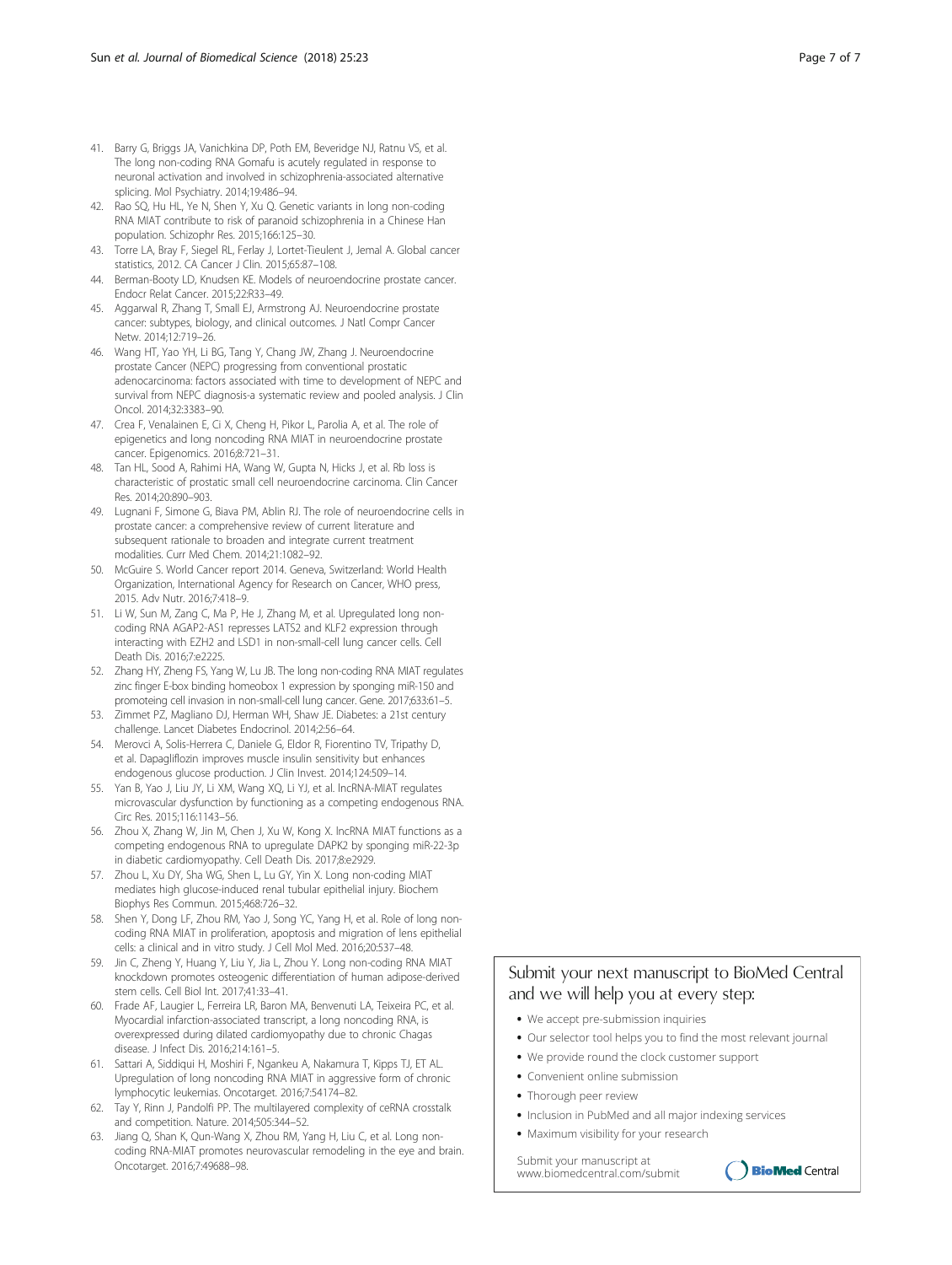41. Barry G, Briggs JA, Vanichkina DP, Poth EM, Beveridge NJ, Ratnu VS, et al. The long non-coding RNA Gomafu is acutely regulated in response to neuronal activation and involved in schizophrenia-associated alternative splicing. Mol Psychiatry. 2014;19:486–94.
42. Rao SQ, Hu HL, Ye N, Shen Y, Xu Q. Genetic variants in long non-coding RNA MIAT contribute to risk of paranoid schizophrenia in a Chinese Han population. Schizophr Res. 2015;166:125–30.
43. Torre LA, Bray F, Siegel RL, Ferlay J, Lortet-Tieulent J, Jemal A. Global cancer statistics, 2012. CA Cancer J Clin. 2015;65:87–108.
44. Berman-Booty LD, Knudsen KE. Models of neuroendocrine prostate cancer. Endocr Relat Cancer. 2015;22:R33–49.
45. Aggarwal R, Zhang T, Small EJ, Armstrong AJ. Neuroendocrine prostate cancer: subtypes, biology, and clinical outcomes. J Natl Compr Cancer Netw. 2014;12:719–26.
46. Wang HT, Yao YH, Li BG, Tang Y, Chang JW, Zhang J. Neuroendocrine prostate Cancer (NEPC) progressing from conventional prostatic adenocarcinoma: factors associated with time to development of NEPC and survival from NEPC diagnosis-a systematic review and pooled analysis. J Clin Oncol. 2014;32:3383–90.
47. Crea F, Venalainen E, Ci X, Cheng H, Pikor L, Parolia A, et al. The role of epigenetics and long noncoding RNA MIAT in neuroendocrine prostate cancer. Epigenomics. 2016;8:721–31.
48. Tan HL, Sood A, Rahimi HA, Wang W, Gupta N, Hicks J, et al. Rb loss is characteristic of prostatic small cell neuroendocrine carcinoma. Clin Cancer Res. 2014;20:890–903.
49. Lugnani F, Simone G, Biava PM, Ablin RJ. The role of neuroendocrine cells in prostate cancer: a comprehensive review of current literature and subsequent rationale to broaden and integrate current treatment modalities. Curr Med Chem. 2014;21:1082–92.
50. McGuire S. World Cancer report 2014. Geneva, Switzerland: World Health Organization, International Agency for Research on Cancer, WHO press, 2015. Adv Nutr. 2016;7:418–9.
51. Li W, Sun M, Zang C, Ma P, He J, Zhang M, et al. Upregulated long non-coding RNA AGAP2-AS1 represses LATS2 and KLF2 expression through interacting with EZH2 and LSD1 in non-small-cell lung cancer cells. Cell Death Dis. 2016;7:e2225.
52. Zhang HY, Zheng FS, Yang W, Lu JB. The long non-coding RNA MIAT regulates zinc finger E-box binding homeobox 1 expression by sponging miR-150 and promoteing cell invasion in non-small-cell lung cancer. Gene. 2017;633:61–5.
53. Zimmet PZ, Magliano DJ, Herman WH, Shaw JE. Diabetes: a 21st century challenge. Lancet Diabetes Endocrinol. 2014;2:56–64.
54. Merovci A, Solis-Herrera C, Daniele G, Eldor R, Fiorentino TV, Tripathy D, et al. Dapagliflozin improves muscle insulin sensitivity but enhances endogenous glucose production. J Clin Invest. 2014;124:509–14.
55. Yan B, Yao J, Liu JY, Li XM, Wang XQ, Li YJ, et al. lncRNA-MIAT regulates microvascular dysfunction by functioning as a competing endogenous RNA. Circ Res. 2015;116:1143–56.
56. Zhou X, Zhang W, Jin M, Chen J, Xu W, Kong X. lncRNA MIAT functions as a competing endogenous RNA to upregulate DAPK2 by sponging miR-22-3p in diabetic cardiomyopathy. Cell Death Dis. 2017;8:e2929.
57. Zhou L, Xu DY, Sha WG, Shen L, Lu GY, Yin X. Long non-coding MIAT mediates high glucose-induced renal tubular epithelial injury. Biochem Biophys Res Commun. 2015;468:726–32.
58. Shen Y, Dong LF, Zhou RM, Yao J, Song YC, Yang H, et al. Role of long non-coding RNA MIAT in proliferation, apoptosis and migration of lens epithelial cells: a clinical and in vitro study. J Cell Mol Med. 2016;20:537–48.
59. Jin C, Zheng Y, Huang Y, Liu Y, Jia L, Zhou Y. Long non-coding RNA MIAT knockdown promotes osteogenic differentiation of human adipose-derived stem cells. Cell Biol Int. 2017;41:33–41.
60. Frade AF, Laugier L, Ferreira LR, Baron MA, Benvenuti LA, Teixeira PC, et al. Myocardial infarction-associated transcript, a long noncoding RNA, is overexpressed during dilated cardiomyopathy due to chronic Chagas disease. J Infect Dis. 2016;214:161–5.
61. Sattari A, Siddiqui H, Moshiri F, Ngankeu A, Nakamura T, Kipps TJ, ET AL. Upregulation of long noncoding RNA MIAT in aggressive form of chronic lymphocytic leukemias. Oncotarget. 2016;7:54174–82.
62. Tay Y, Rinn J, Pandolfi PP. The multilayered complexity of ceRNA crosstalk and competition. Nature. 2014;505:344–52.
63. Jiang Q, Shan K, Qun-Wang X, Zhou RM, Yang H, Liu C, et al. Long non-coding RNA-MIAT promotes neurovascular remodeling in the eye and brain. Oncotarget. 2016;7:49688–98.

Submit your next manuscript to BioMed Central and we will help you at every step:

- We accept pre-submission inquiries
- Our selector tool helps you to find the most relevant journal
- We provide round the clock customer support
- Convenient online submission
- Thorough peer review
- Inclusion in PubMed and all major indexing services
- Maximum visibility for your research

Submit your manuscript at www.biomedcentral.com/submit

BioMed Central